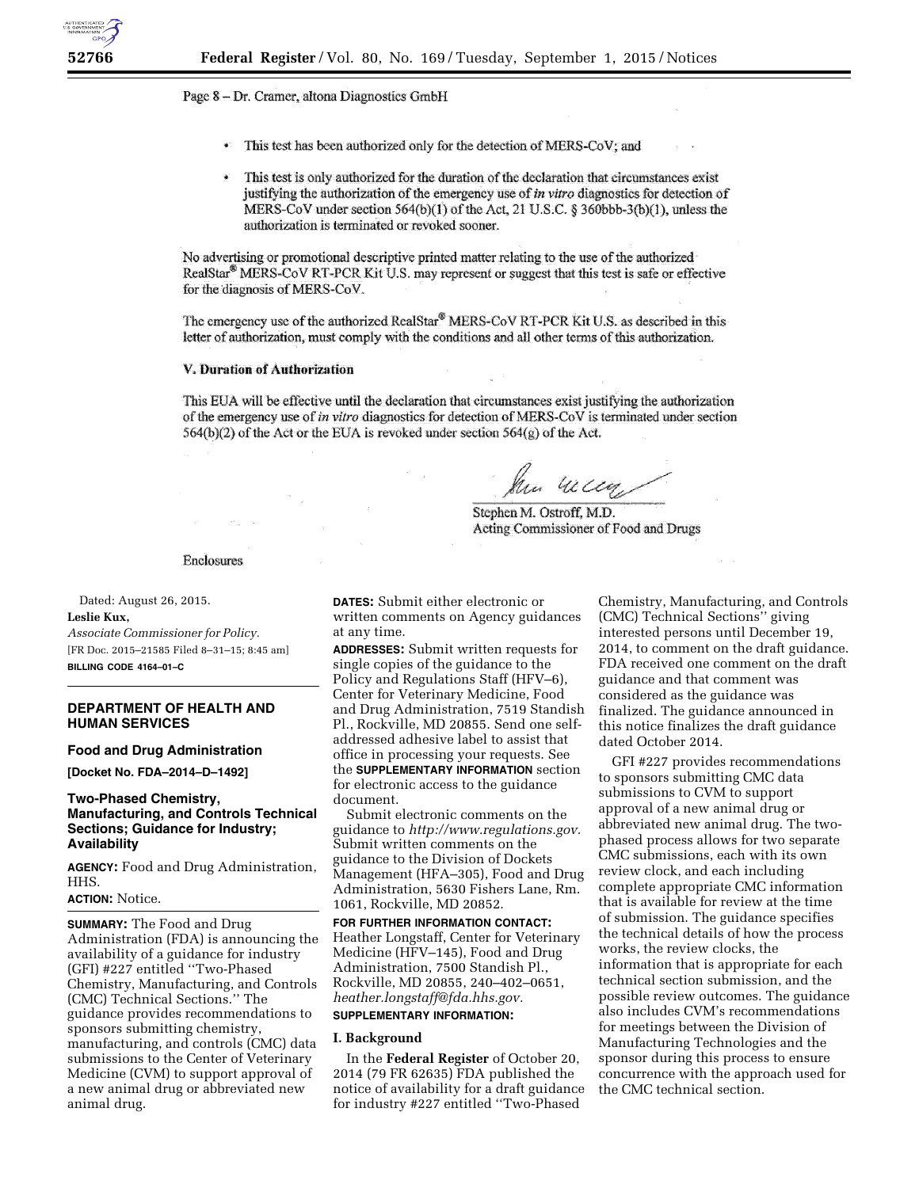Page 8 – Dr. Cramer, altona Diagnostics GmbH

- This test has been authorized only for the detection of MERS-CoV; and
- This test is only authorized for the duration of the declaration that circumstances exist justifying the authorization of the emergency use of *in vitro* diagnostics for detection of MERS-CoV under section 564(b)(1) of the Act, 21 U.S.C. § 360bbb-3(b)(1), unless the authorization is terminated or revoked sooner.

No advertising or promotional descriptive printed matter relating to the use of the authorized RealStar® MERS-CoV RT-PCR Kit U.S. may represent or suggest that this test is safe or effective for the diagnosis of MERS-CoV.

The emergency use of the authorized RealStar® MERS-CoV RT-PCR Kit U.S. as described in this letter of authorization, must comply with the conditions and all other terms of this authorization.

**V. Duration of Authorization**

This EUA will be effective until the declaration that circumstances exist justifying the authorization of the emergency use of *in vitro* diagnostics for detection of MERS-CoV is terminated under section 564(b)(2) of the Act or the EUA is revoked under section 564(g) of the Act.

Stephen M. Ostroff, M.D.
Acting Commissioner of Food and Drugs

Enclosures

Dated: August 26, 2015.

**Leslie Kux,**

*Associate Commissioner for Policy.*

[FR Doc. 2015–21585 Filed 8–31–15; 8:45 am]

**BILLING CODE 4164–01–C**

## DEPARTMENT OF HEALTH AND HUMAN SERVICES

### Food and Drug Administration

**[Docket No. FDA–2014–D–1492]**

### Two-Phased Chemistry, Manufacturing, and Controls Technical Sections; Guidance for Industry; Availability

**AGENCY:** Food and Drug Administration, HHS.

**ACTION:** Notice.

**SUMMARY:** The Food and Drug Administration (FDA) is announcing the availability of a guidance for industry (GFI) #227 entitled ''Two-Phased Chemistry, Manufacturing, and Controls (CMC) Technical Sections.'' The guidance provides recommendations to sponsors submitting chemistry, manufacturing, and controls (CMC) data submissions to the Center of Veterinary Medicine (CVM) to support approval of a new animal drug or abbreviated new animal drug.

**DATES:** Submit either electronic or written comments on Agency guidances at any time.

**ADDRESSES:** Submit written requests for single copies of the guidance to the Policy and Regulations Staff (HFV–6), Center for Veterinary Medicine, Food and Drug Administration, 7519 Standish Pl., Rockville, MD 20855. Send one self-addressed adhesive label to assist that office in processing your requests. See the **SUPPLEMENTARY INFORMATION** section for electronic access to the guidance document.

Submit electronic comments on the guidance to *http://www.regulations.gov.* Submit written comments on the guidance to the Division of Dockets Management (HFA–305), Food and Drug Administration, 5630 Fishers Lane, Rm. 1061, Rockville, MD 20852.

**FOR FURTHER INFORMATION CONTACT:** Heather Longstaff, Center for Veterinary Medicine (HFV–145), Food and Drug Administration, 7500 Standish Pl., Rockville, MD 20855, 240–402–0651, *heather.longstaff@fda.hhs.gov.*

**SUPPLEMENTARY INFORMATION:**

**I. Background**

In the **Federal Register** of October 20, 2014 (79 FR 62635) FDA published the notice of availability for a draft guidance for industry #227 entitled ''Two-Phased Chemistry, Manufacturing, and Controls (CMC) Technical Sections'' giving interested persons until December 19, 2014, to comment on the draft guidance. FDA received one comment on the draft guidance and that comment was considered as the guidance was finalized. The guidance announced in this notice finalizes the draft guidance dated October 2014.

GFI #227 provides recommendations to sponsors submitting CMC data submissions to CVM to support approval of a new animal drug or abbreviated new animal drug. The two-phased process allows for two separate CMC submissions, each with its own review clock, and each including complete appropriate CMC information that is available for review at the time of submission. The guidance specifies the technical details of how the process works, the review clocks, the information that is appropriate for each technical section submission, and the possible review outcomes. The guidance also includes CVM's recommendations for meetings between the Division of Manufacturing Technologies and the sponsor during this process to ensure concurrence with the approach used for the CMC technical section.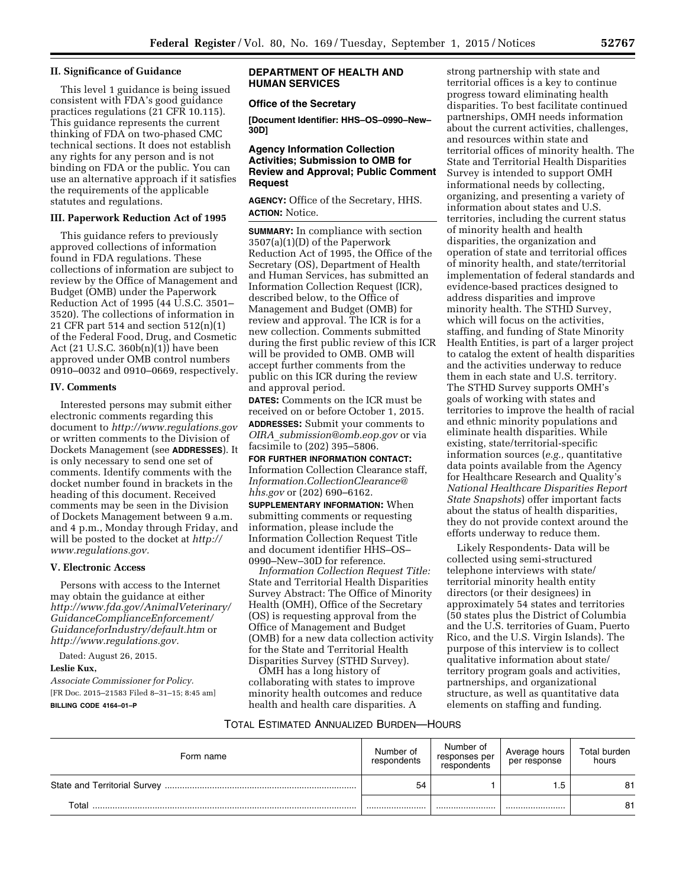## II. Significance of Guidance

This level 1 guidance is being issued consistent with FDA's good guidance practices regulations (21 CFR 10.115). This guidance represents the current thinking of FDA on two-phased CMC technical sections. It does not establish any rights for any person and is not binding on FDA or the public. You can use an alternative approach if it satisfies the requirements of the applicable statutes and regulations.

## III. Paperwork Reduction Act of 1995

This guidance refers to previously approved collections of information found in FDA regulations. These collections of information are subject to review by the Office of Management and Budget (OMB) under the Paperwork Reduction Act of 1995 (44 U.S.C. 3501–3520). The collections of information in 21 CFR part 514 and section 512(n)(1) of the Federal Food, Drug, and Cosmetic Act (21 U.S.C. 360b(n)(1)) have been approved under OMB control numbers 0910–0032 and 0910–0669, respectively.

## IV. Comments

Interested persons may submit either electronic comments regarding this document to *http://www.regulations.gov* or written comments to the Division of Dockets Management (see **ADDRESSES**). It is only necessary to send one set of comments. Identify comments with the docket number found in brackets in the heading of this document. Received comments may be seen in the Division of Dockets Management between 9 a.m. and 4 p.m., Monday through Friday, and will be posted to the docket at *http://www.regulations.gov.*

## V. Electronic Access

Persons with access to the Internet may obtain the guidance at either *http://www.fda.gov/AnimalVeterinary/GuidanceComplianceEnforcement/GuidanceforIndustry/default.htm* or *http://www.regulations.gov.*

Dated: August 26, 2015.

**Leslie Kux,**

*Associate Commissioner for Policy.*

[FR Doc. 2015–21583 Filed 8–31–15; 8:45 am]

**BILLING CODE 4164–01–P**

# DEPARTMENT OF HEALTH AND HUMAN SERVICES

## Office of the Secretary

**[Document Identifier: HHS–OS–0990–New–30D]**

## Agency Information Collection Activities; Submission to OMB for Review and Approval; Public Comment Request

**AGENCY:** Office of the Secretary, HHS.

**ACTION:** Notice.

**SUMMARY:** In compliance with section 3507(a)(1)(D) of the Paperwork Reduction Act of 1995, the Office of the Secretary (OS), Department of Health and Human Services, has submitted an Information Collection Request (ICR), described below, to the Office of Management and Budget (OMB) for review and approval. The ICR is for a new collection. Comments submitted during the first public review of this ICR will be provided to OMB. OMB will accept further comments from the public on this ICR during the review and approval period.

**DATES:** Comments on the ICR must be received on or before October 1, 2015.

**ADDRESSES:** Submit your comments to *OIRA_submission@omb.eop.gov* or via facsimile to (202) 395–5806.

**FOR FURTHER INFORMATION CONTACT:** Information Collection Clearance staff, *Information.CollectionClearance@hhs.gov* or (202) 690–6162.

**SUPPLEMENTARY INFORMATION:** When submitting comments or requesting information, please include the Information Collection Request Title and document identifier HHS–OS–0990–New–30D for reference.

*Information Collection Request Title:* State and Territorial Health Disparities Survey Abstract: The Office of Minority Health (OMH), Office of the Secretary (OS) is requesting approval from the Office of Management and Budget (OMB) for a new data collection activity for the State and Territorial Health Disparities Survey (STHD Survey).

OMH has a long history of collaborating with states to improve minority health outcomes and reduce health and health care disparities. A strong partnership with state and territorial offices is a key to continue progress toward eliminating health disparities. To best facilitate continued partnerships, OMH needs information about the current activities, challenges, and resources within state and territorial offices of minority health. The State and Territorial Health Disparities Survey is intended to support OMH informational needs by collecting, organizing, and presenting a variety of information about states and U.S. territories, including the current status of minority health and health disparities, the organization and operation of state and territorial offices of minority health, and state/territorial implementation of federal standards and evidence-based practices designed to address disparities and improve minority health. The STHD Survey, which will focus on the activities, staffing, and funding of State Minority Health Entities, is part of a larger project to catalog the extent of health disparities and the activities underway to reduce them in each state and U.S. territory. The STHD Survey supports OMH's goals of working with states and territories to improve the health of racial and ethnic minority populations and eliminate health disparities. While existing, state/territorial-specific information sources (*e.g.,* quantitative data points available from the Agency for Healthcare Research and Quality's *National Healthcare Disparities Report State Snapshots*) offer important facts about the status of health disparities, they do not provide context around the efforts underway to reduce them.

Likely Respondents- Data will be collected using semi-structured telephone interviews with state/territorial minority health entity directors (or their designees) in approximately 54 states and territories (50 states plus the District of Columbia and the U.S. territories of Guam, Puerto Rico, and the U.S. Virgin Islands). The purpose of this interview is to collect qualitative information about state/territory program goals and activities, partnerships, and organizational structure, as well as quantitative data elements on staffing and funding.

TOTAL ESTIMATED ANNUALIZED BURDEN—HOURS

| Form name | Number of respondents | Number of responses per respondents | Average hours per response | Total burden hours |
|---|---|---|---|---|
| State and Territorial Survey | 54 | 1 | 1.5 | 81 |
| Total | | | | 81 |